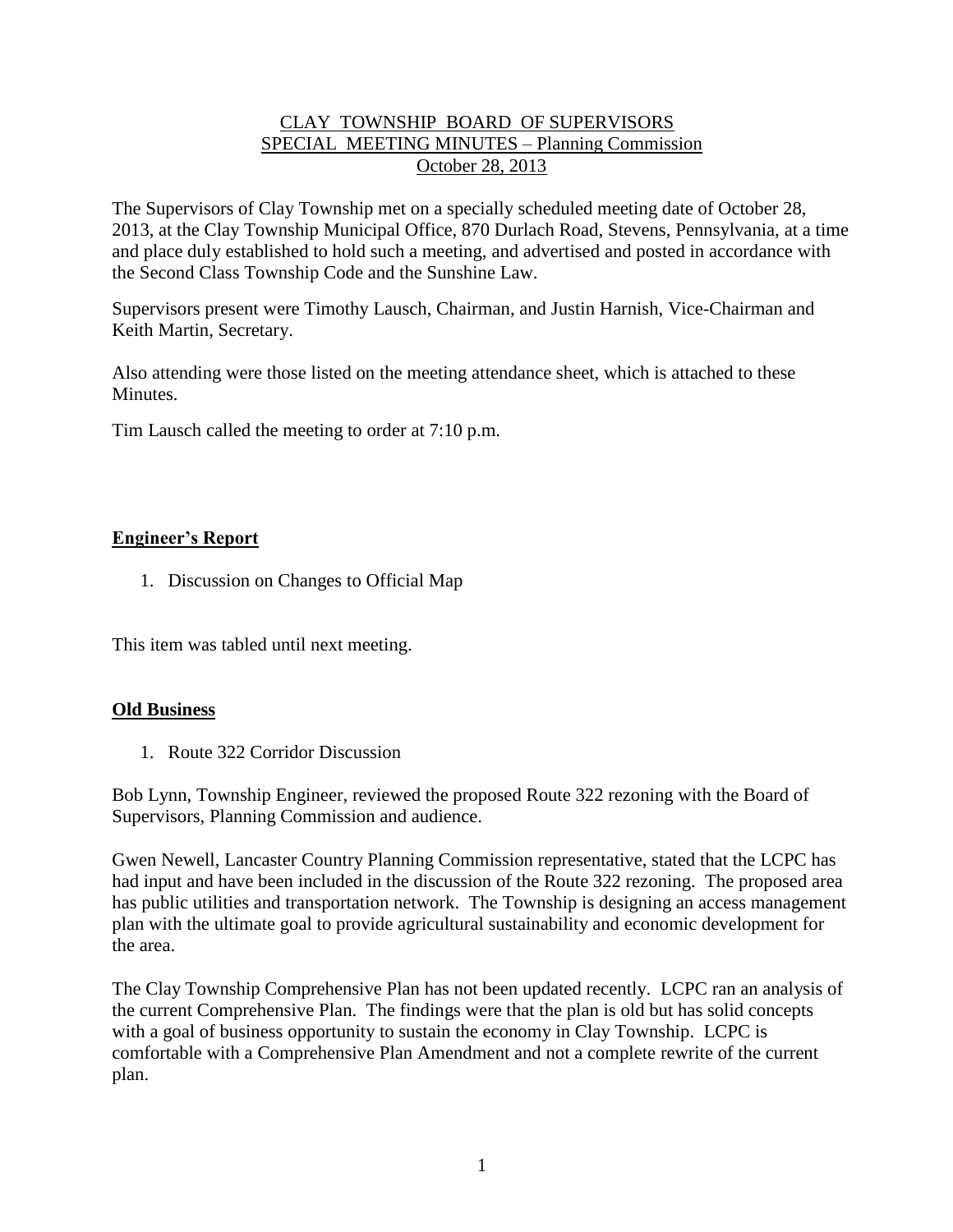# CLAY TOWNSHIP BOARD OF SUPERVISORS
## SPECIAL MEETING MINUTES – Planning Commission
### October 28, 2013

The Supervisors of Clay Township met on a specially scheduled meeting date of October 28, 2013, at the Clay Township Municipal Office, 870 Durlach Road, Stevens, Pennsylvania, at a time and place duly established to hold such a meeting, and advertised and posted in accordance with the Second Class Township Code and the Sunshine Law.

Supervisors present were Timothy Lausch, Chairman, and Justin Harnish, Vice-Chairman and Keith Martin, Secretary.

Also attending were those listed on the meeting attendance sheet, which is attached to these Minutes.

Tim Lausch called the meeting to order at 7:10 p.m.

## Engineer's Report

1. Discussion on Changes to Official Map

This item was tabled until next meeting.

## Old Business

1. Route 322 Corridor Discussion

Bob Lynn, Township Engineer, reviewed the proposed Route 322 rezoning with the Board of Supervisors, Planning Commission and audience.

Gwen Newell, Lancaster Country Planning Commission representative, stated that the LCPC has had input and have been included in the discussion of the Route 322 rezoning. The proposed area has public utilities and transportation network. The Township is designing an access management plan with the ultimate goal to provide agricultural sustainability and economic development for the area.

The Clay Township Comprehensive Plan has not been updated recently. LCPC ran an analysis of the current Comprehensive Plan. The findings were that the plan is old but has solid concepts with a goal of business opportunity to sustain the economy in Clay Township. LCPC is comfortable with a Comprehensive Plan Amendment and not a complete rewrite of the current plan.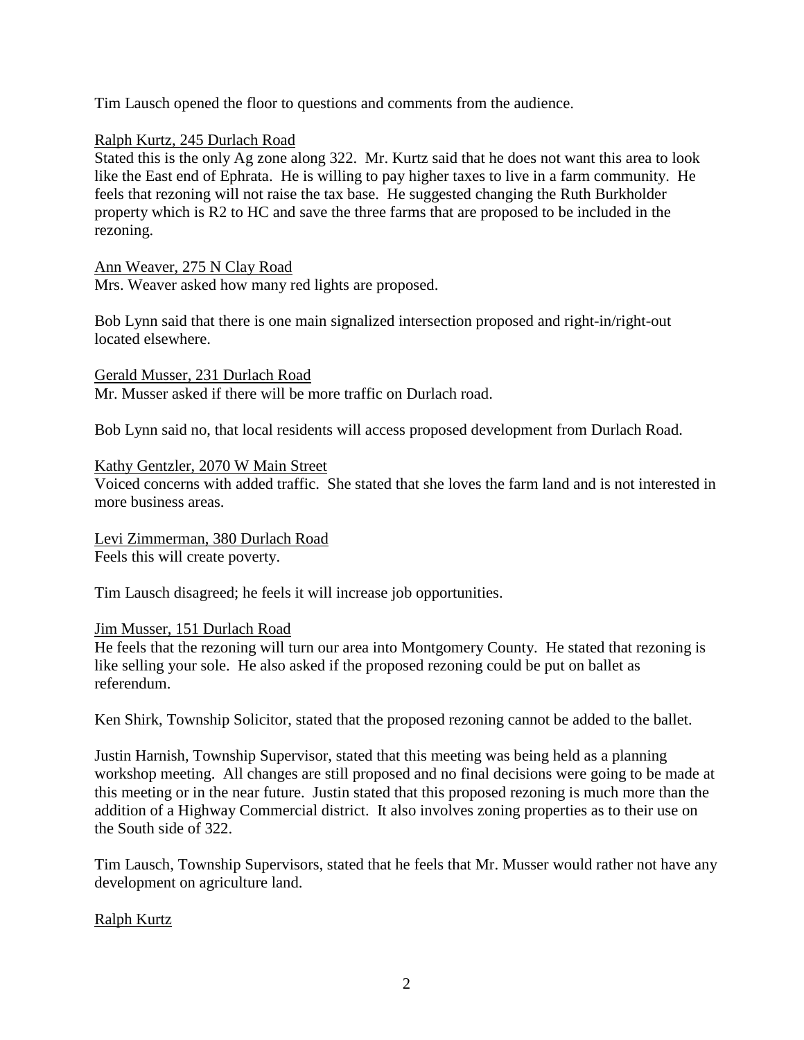Tim Lausch opened the floor to questions and comments from the audience.

Ralph Kurtz, 245 Durlach Road
Stated this is the only Ag zone along 322. Mr. Kurtz said that he does not want this area to look like the East end of Ephrata. He is willing to pay higher taxes to live in a farm community. He feels that rezoning will not raise the tax base. He suggested changing the Ruth Burkholder property which is R2 to HC and save the three farms that are proposed to be included in the rezoning.

Ann Weaver, 275 N Clay Road
Mrs. Weaver asked how many red lights are proposed.

Bob Lynn said that there is one main signalized intersection proposed and right-in/right-out located elsewhere.

Gerald Musser, 231 Durlach Road
Mr. Musser asked if there will be more traffic on Durlach road.

Bob Lynn said no, that local residents will access proposed development from Durlach Road.

Kathy Gentzler, 2070 W Main Street
Voiced concerns with added traffic. She stated that she loves the farm land and is not interested in more business areas.

Levi Zimmerman, 380 Durlach Road
Feels this will create poverty.

Tim Lausch disagreed; he feels it will increase job opportunities.

Jim Musser, 151 Durlach Road
He feels that the rezoning will turn our area into Montgomery County. He stated that rezoning is like selling your sole. He also asked if the proposed rezoning could be put on ballet as referendum.

Ken Shirk, Township Solicitor, stated that the proposed rezoning cannot be added to the ballet.

Justin Harnish, Township Supervisor, stated that this meeting was being held as a planning workshop meeting. All changes are still proposed and no final decisions were going to be made at this meeting or in the near future. Justin stated that this proposed rezoning is much more than the addition of a Highway Commercial district. It also involves zoning properties as to their use on the South side of 322.

Tim Lausch, Township Supervisors, stated that he feels that Mr. Musser would rather not have any development on agriculture land.

Ralph Kurtz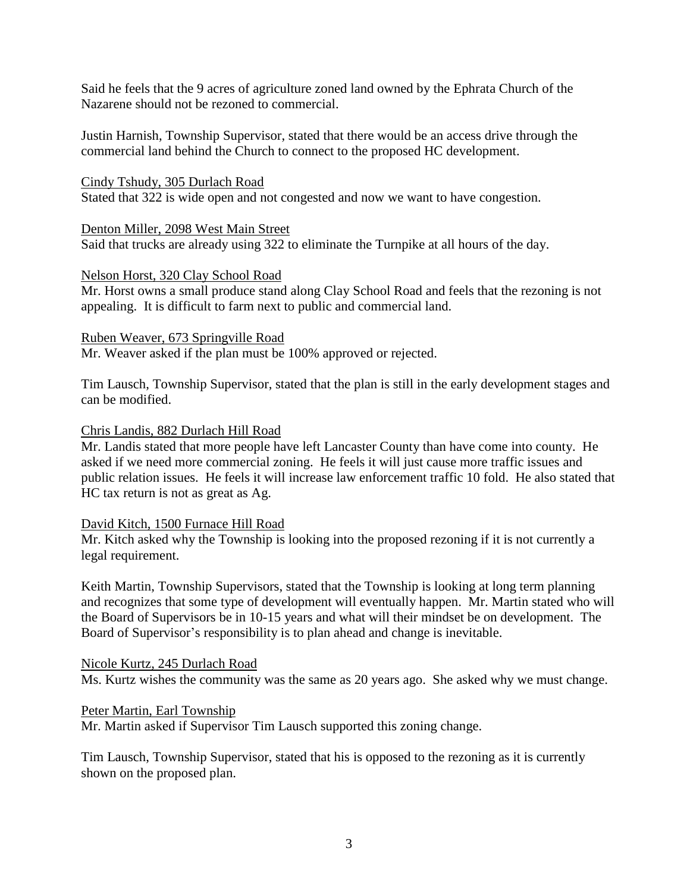Said he feels that the 9 acres of agriculture zoned land owned by the Ephrata Church of the Nazarene should not be rezoned to commercial.

Justin Harnish, Township Supervisor, stated that there would be an access drive through the commercial land behind the Church to connect to the proposed HC development.

Cindy Tshudy, 305 Durlach Road

Stated that 322 is wide open and not congested and now we want to have congestion.

Denton Miller, 2098 West Main Street

Said that trucks are already using 322 to eliminate the Turnpike at all hours of the day.

Nelson Horst, 320 Clay School Road

Mr. Horst owns a small produce stand along Clay School Road and feels that the rezoning is not appealing. It is difficult to farm next to public and commercial land.

Ruben Weaver, 673 Springville Road

Mr. Weaver asked if the plan must be 100% approved or rejected.

Tim Lausch, Township Supervisor, stated that the plan is still in the early development stages and can be modified.

Chris Landis, 882 Durlach Hill Road

Mr. Landis stated that more people have left Lancaster County than have come into county. He asked if we need more commercial zoning. He feels it will just cause more traffic issues and public relation issues. He feels it will increase law enforcement traffic 10 fold. He also stated that HC tax return is not as great as Ag.

David Kitch, 1500 Furnace Hill Road

Mr. Kitch asked why the Township is looking into the proposed rezoning if it is not currently a legal requirement.

Keith Martin, Township Supervisors, stated that the Township is looking at long term planning and recognizes that some type of development will eventually happen. Mr. Martin stated who will the Board of Supervisors be in 10-15 years and what will their mindset be on development. The Board of Supervisor's responsibility is to plan ahead and change is inevitable.

Nicole Kurtz, 245 Durlach Road

Ms. Kurtz wishes the community was the same as 20 years ago. She asked why we must change.

Peter Martin, Earl Township

Mr. Martin asked if Supervisor Tim Lausch supported this zoning change.

Tim Lausch, Township Supervisor, stated that his is opposed to the rezoning as it is currently shown on the proposed plan.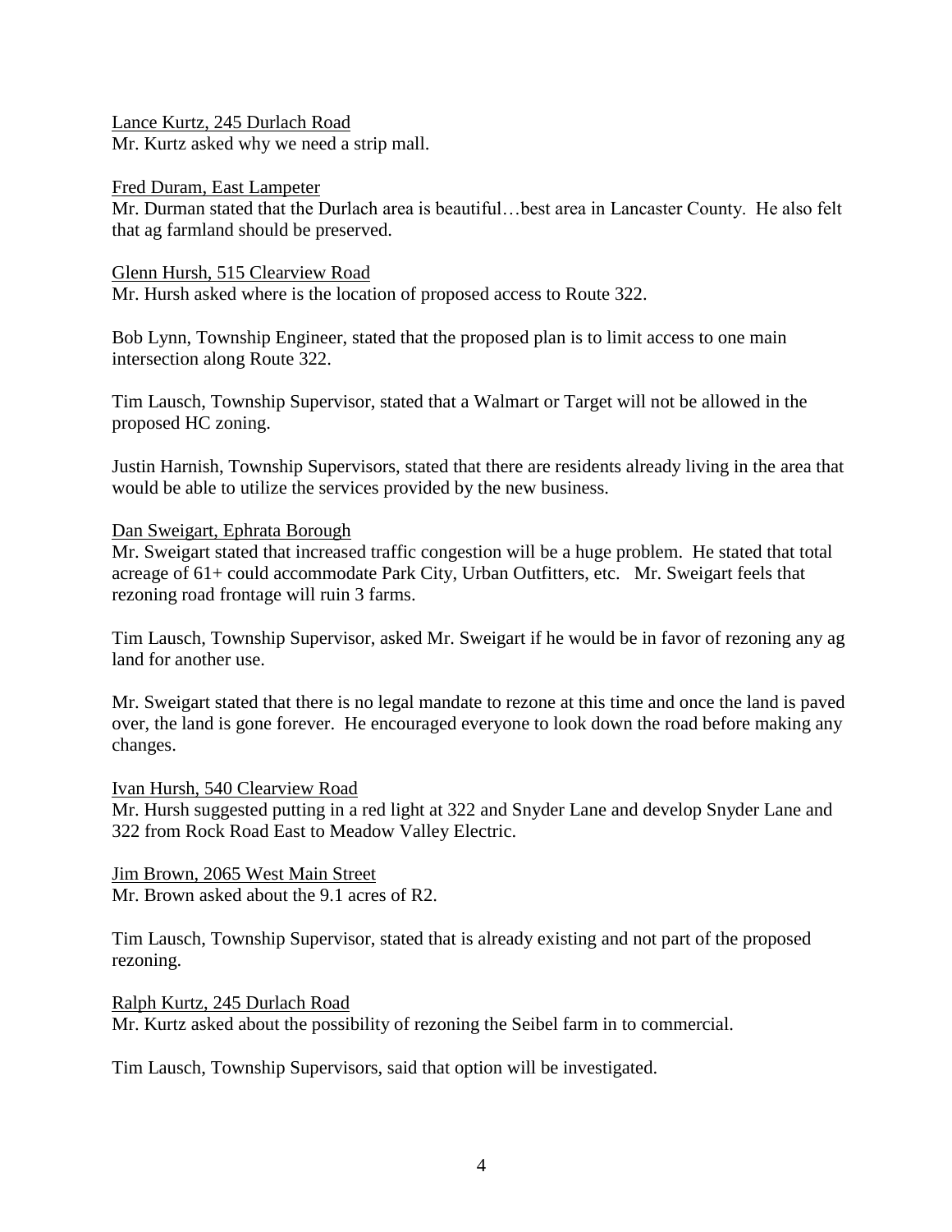Lance Kurtz, 245 Durlach Road
Mr. Kurtz asked why we need a strip mall.

Fred Duram, East Lampeter
Mr. Durman stated that the Durlach area is beautiful…best area in Lancaster County. He also felt that ag farmland should be preserved.

Glenn Hursh, 515 Clearview Road
Mr. Hursh asked where is the location of proposed access to Route 322.

Bob Lynn, Township Engineer, stated that the proposed plan is to limit access to one main intersection along Route 322.

Tim Lausch, Township Supervisor, stated that a Walmart or Target will not be allowed in the proposed HC zoning.

Justin Harnish, Township Supervisors, stated that there are residents already living in the area that would be able to utilize the services provided by the new business.

Dan Sweigart, Ephrata Borough
Mr. Sweigart stated that increased traffic congestion will be a huge problem. He stated that total acreage of 61+ could accommodate Park City, Urban Outfitters, etc. Mr. Sweigart feels that rezoning road frontage will ruin 3 farms.

Tim Lausch, Township Supervisor, asked Mr. Sweigart if he would be in favor of rezoning any ag land for another use.

Mr. Sweigart stated that there is no legal mandate to rezone at this time and once the land is paved over, the land is gone forever. He encouraged everyone to look down the road before making any changes.

Ivan Hursh, 540 Clearview Road
Mr. Hursh suggested putting in a red light at 322 and Snyder Lane and develop Snyder Lane and 322 from Rock Road East to Meadow Valley Electric.

Jim Brown, 2065 West Main Street
Mr. Brown asked about the 9.1 acres of R2.

Tim Lausch, Township Supervisor, stated that is already existing and not part of the proposed rezoning.

Ralph Kurtz, 245 Durlach Road
Mr. Kurtz asked about the possibility of rezoning the Seibel farm in to commercial.

Tim Lausch, Township Supervisors, said that option will be investigated.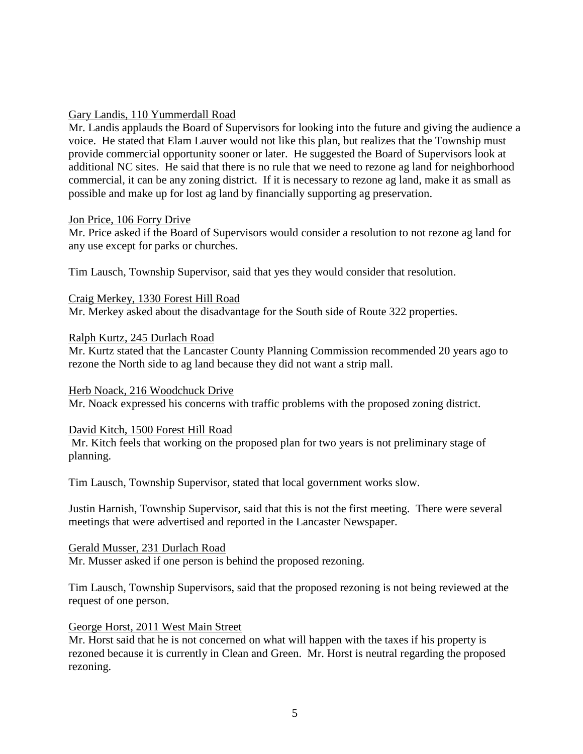<u>Gary Landis, 110 Yummerdall Road</u>
Mr. Landis applauds the Board of Supervisors for looking into the future and giving the audience a voice. He stated that Elam Lauver would not like this plan, but realizes that the Township must provide commercial opportunity sooner or later. He suggested the Board of Supervisors look at additional NC sites. He said that there is no rule that we need to rezone ag land for neighborhood commercial, it can be any zoning district. If it is necessary to rezone ag land, make it as small as possible and make up for lost ag land by financially supporting ag preservation.

<u>Jon Price, 106 Forry Drive</u>
Mr. Price asked if the Board of Supervisors would consider a resolution to not rezone ag land for any use except for parks or churches.

Tim Lausch, Township Supervisor, said that yes they would consider that resolution.

<u>Craig Merkey, 1330 Forest Hill Road</u>
Mr. Merkey asked about the disadvantage for the South side of Route 322 properties.

<u>Ralph Kurtz, 245 Durlach Road</u>
Mr. Kurtz stated that the Lancaster County Planning Commission recommended 20 years ago to rezone the North side to ag land because they did not want a strip mall.

<u>Herb Noack, 216 Woodchuck Drive</u>
Mr. Noack expressed his concerns with traffic problems with the proposed zoning district.

<u>David Kitch, 1500 Forest Hill Road</u>
Mr. Kitch feels that working on the proposed plan for two years is not preliminary stage of planning.

Tim Lausch, Township Supervisor, stated that local government works slow.

Justin Harnish, Township Supervisor, said that this is not the first meeting. There were several meetings that were advertised and reported in the Lancaster Newspaper.

<u>Gerald Musser, 231 Durlach Road</u>
Mr. Musser asked if one person is behind the proposed rezoning.

Tim Lausch, Township Supervisors, said that the proposed rezoning is not being reviewed at the request of one person.

<u>George Horst, 2011 West Main Street</u>
Mr. Horst said that he is not concerned on what will happen with the taxes if his property is rezoned because it is currently in Clean and Green. Mr. Horst is neutral regarding the proposed rezoning.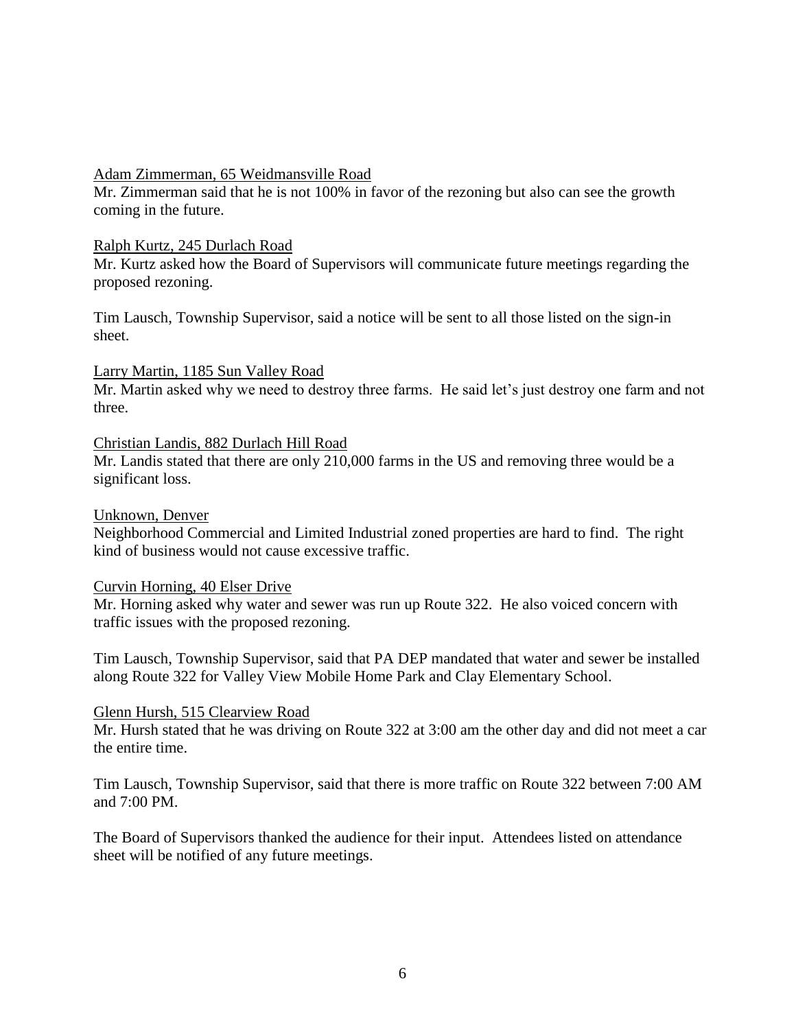Adam Zimmerman, 65 Weidmansville Road

Mr. Zimmerman said that he is not 100% in favor of the rezoning but also can see the growth coming in the future.

Ralph Kurtz, 245 Durlach Road

Mr. Kurtz asked how the Board of Supervisors will communicate future meetings regarding the proposed rezoning.

Tim Lausch, Township Supervisor, said a notice will be sent to all those listed on the sign-in sheet.

Larry Martin, 1185 Sun Valley Road

Mr. Martin asked why we need to destroy three farms. He said let's just destroy one farm and not three.

Christian Landis, 882 Durlach Hill Road

Mr. Landis stated that there are only 210,000 farms in the US and removing three would be a significant loss.

Unknown, Denver

Neighborhood Commercial and Limited Industrial zoned properties are hard to find. The right kind of business would not cause excessive traffic.

Curvin Horning, 40 Elser Drive

Mr. Horning asked why water and sewer was run up Route 322. He also voiced concern with traffic issues with the proposed rezoning.

Tim Lausch, Township Supervisor, said that PA DEP mandated that water and sewer be installed along Route 322 for Valley View Mobile Home Park and Clay Elementary School.

Glenn Hursh, 515 Clearview Road

Mr. Hursh stated that he was driving on Route 322 at 3:00 am the other day and did not meet a car the entire time.

Tim Lausch, Township Supervisor, said that there is more traffic on Route 322 between 7:00 AM and 7:00 PM.

The Board of Supervisors thanked the audience for their input. Attendees listed on attendance sheet will be notified of any future meetings.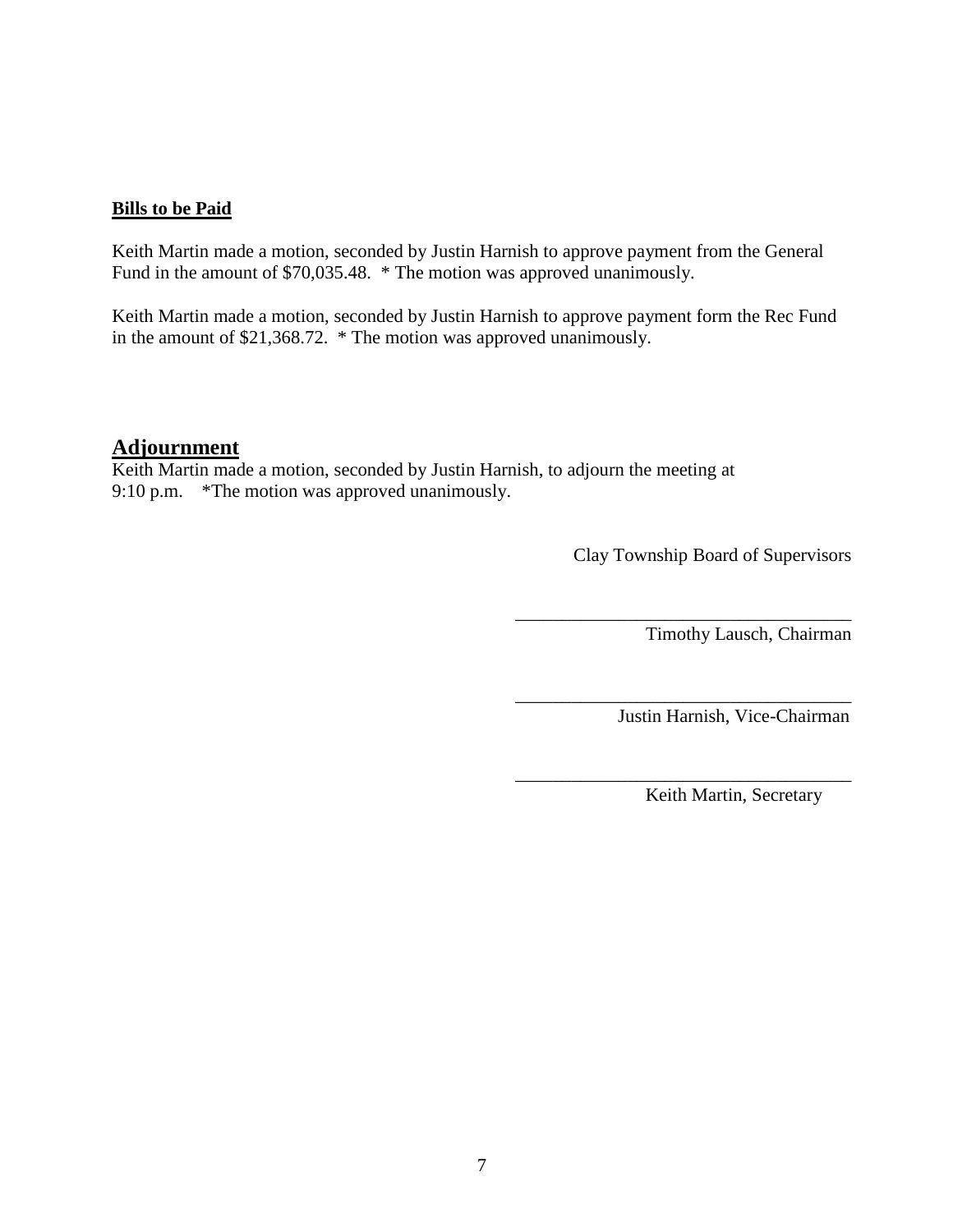**Bills to be Paid**

Keith Martin made a motion, seconded by Justin Harnish to approve payment from the General Fund in the amount of $70,035.48.  * The motion was approved unanimously.

Keith Martin made a motion, seconded by Justin Harnish to approve payment form the Rec Fund in the amount of $21,368.72.  * The motion was approved unanimously.

## Adjournment

Keith Martin made a motion, seconded by Justin Harnish, to adjourn the meeting at 9:10 p.m.    *The motion was approved unanimously.

Clay Township Board of Supervisors

_____________________________________
Timothy Lausch, Chairman

_____________________________________
Justin Harnish, Vice-Chairman

_____________________________________
Keith Martin, Secretary